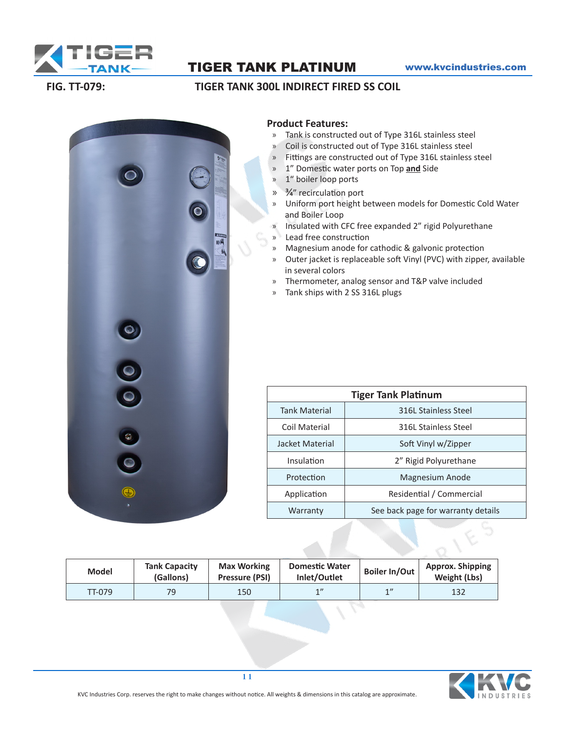# TIGER TANK PLATINUM

www.kvcindustries.com

**FIG. TT-079:** **TIGER TANK 300L INDIRECT FIRED SS COIL**

## Product Features:

- Tank is constructed out of Type 316L stainless steel
- Coil is constructed out of Type 316L stainless steel
- Fittings are constructed out of Type 316L stainless steel
- 1" Domestic water ports on Top **and** Side
- 1" boiler loop ports
- ¾" recirculation port
- Uniform port height between models for Domestic Cold Water and Boiler Loop
- Insulated with CFC free expanded 2" rigid Polyurethane
- Lead free construction
- Magnesium anode for cathodic & galvonic protection
- Outer jacket is replaceable soft Vinyl (PVC) with zipper, available in several colors
- Thermometer, analog sensor and T&P valve included
- Tank ships with 2 SS 316L plugs

| Tiger Tank Platinum | |
|---|---|
| Tank Material | 316L Stainless Steel |
| Coil Material | 316L Stainless Steel |
| Jacket Material | Soft Vinyl w/Zipper |
| Insulation | 2" Rigid Polyurethane |
| Protection | Magnesium Anode |
| Application | Residential / Commercial |
| Warranty | See back page for warranty details |

| Model | Tank Capacity (Gallons) | Max Working Pressure (PSI) | Domestic Water Inlet/Outlet | Boiler In/Out | Approx. Shipping Weight (Lbs) |
|---|---|---|---|---|---|
| TT-079 | 79 | 150 | 1" | 1" | 132 |

KVC Industries Corp. reserves the right to make changes without notice. All weights & dimensions in this catalog are approximate.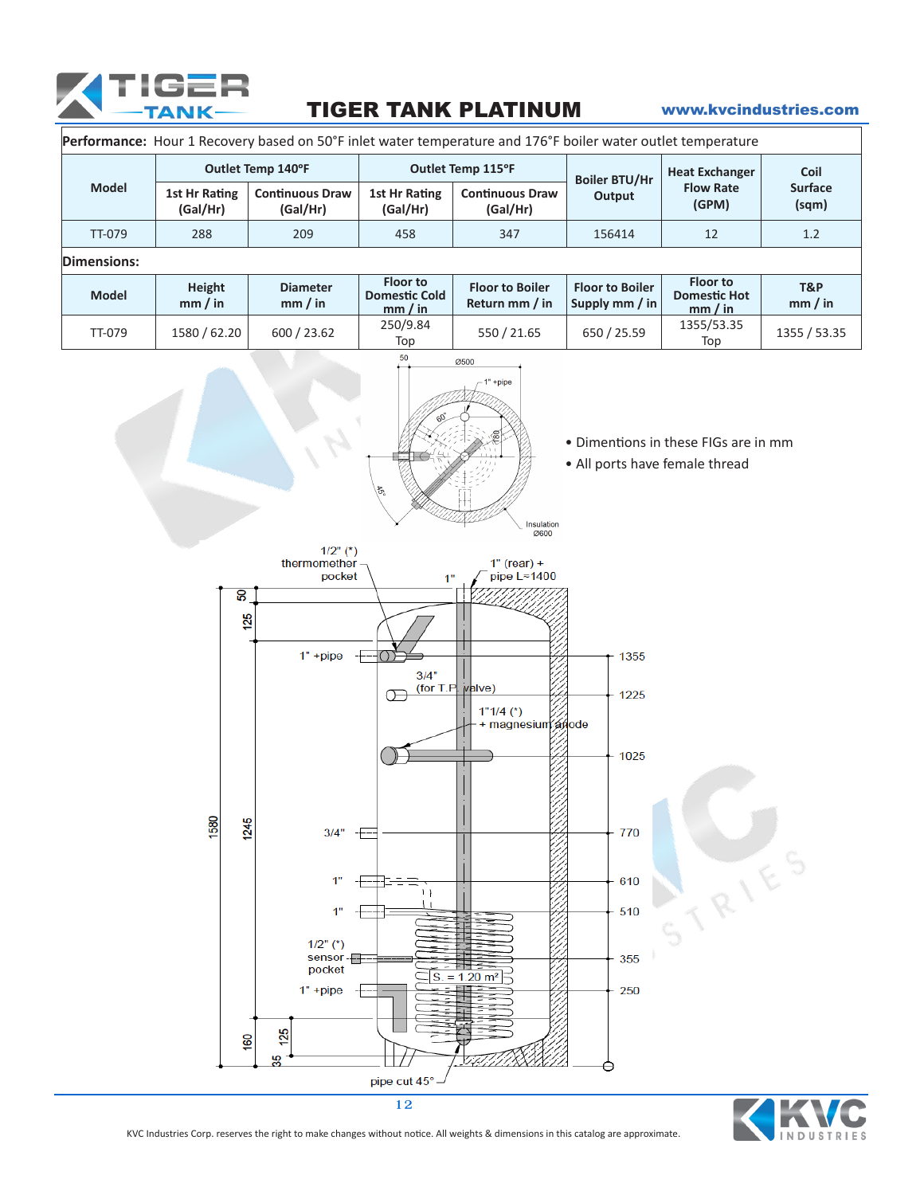# TIGER TANK PLATINUM

www.kvcindustries.com

**Performance:** Hour 1 Recovery based on 50°F inlet water temperature and 176°F boiler water outlet temperature

| Model | Outlet Temp 140°F | | Outlet Temp 115°F | | Boiler BTU/Hr Output | Heat Exchanger Flow Rate (GPM) | Coil Surface (sqm) |
|---|---|---|---|---|---|---|---|
| | 1st Hr Rating (Gal/Hr) | Continuous Draw (Gal/Hr) | 1st Hr Rating (Gal/Hr) | Continuous Draw (Gal/Hr) | | | |
| TT-079 | 288 | 209 | 458 | 347 | 156414 | 12 | 1.2 |

**Dimensions:**

| Model | Height mm / in | Diameter mm / in | Floor to Domestic Cold mm / in | Floor to Boiler Return mm / in | Floor to Boiler Supply mm / in | Floor to Domestic Hot mm / in | T&P mm / in |
|---|---|---|---|---|---|---|---|
| TT-079 | 1580 / 62.20 | 600 / 23.62 | 250/9.84 Top | 550 / 21.65 | 650 / 25.59 | 1355/53.35 Top | 1355 / 53.35 |

- Dimentions in these FIGs are in mm
- All ports have female thread

50
Ø500
1" +pipe
60°
180
45°
Insulation Ø600

1/2" (*) thermomether pocket
1"
1" (rear) + pipe L≈1400
1" +pipe
3/4" (for T.P. valve)
1"1/4 (*) + magnesium anode
3/4"
1"
1"
1/2" (*) sensor pocket
S. = 1.20 m²
1" +pipe
pipe cut 45°
1355
1225
1025
770
610
510
355
250
1580
1245
50
125
160
125
35

KVC Industries Corp. reserves the right to make changes without notice. All weights & dimensions in this catalog are approximate.